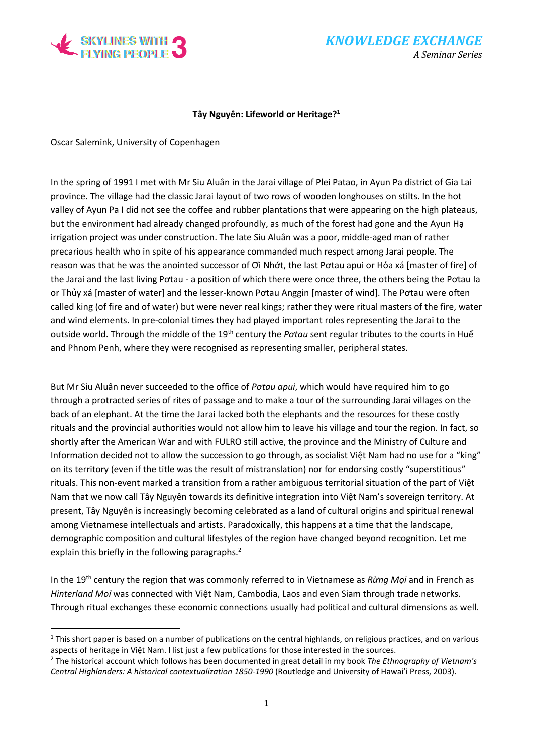# Tây Nguyên: Lifeworld or Heritage?[1]

Oscar Salemink, University of Copenhagen

In the spring of 1991 I met with Mr Siu Aluân in the Jarai village of Plei Patao, in Ayun Pa district of Gia Lai province. The village had the classic Jarai layout of two rows of wooden longhouses on stilts. In the hot valley of Ayun Pa I did not see the coffee and rubber plantations that were appearing on the high plateaus, but the environment had already changed profoundly, as much of the forest had gone and the Ayun Hạ irrigation project was under construction. The late Siu Aluân was a poor, middle-aged man of rather precarious health who in spite of his appearance commanded much respect among Jarai people. The reason was that he was the anointed successor of Ơi Nhớt, the last Pơtau apui or Hỏa xá [master of fire] of the Jarai and the last living Pơtau - a position of which there were once three, the others being the Pơtau Ia or Thủy xá [master of water] and the lesser-known Pơtau Anggin [master of wind]. The Pơtau were often called king (of fire and of water) but were never real kings; rather they were ritual masters of the fire, water and wind elements. In pre-colonial times they had played important roles representing the Jarai to the outside world. Through the middle of the 19th century the *Pơtau* sent regular tributes to the courts in Huế and Phnom Penh, where they were recognised as representing smaller, peripheral states.

But Mr Siu Aluân never succeeded to the office of *Pơtau apui*, which would have required him to go through a protracted series of rites of passage and to make a tour of the surrounding Jarai villages on the back of an elephant. At the time the Jarai lacked both the elephants and the resources for these costly rituals and the provincial authorities would not allow him to leave his village and tour the region. In fact, so shortly after the American War and with FULRO still active, the province and the Ministry of Culture and Information decided not to allow the succession to go through, as socialist Việt Nam had no use for a "king" on its territory (even if the title was the result of mistranslation) nor for endorsing costly "superstitious" rituals. This non-event marked a transition from a rather ambiguous territorial situation of the part of Việt Nam that we now call Tây Nguyên towards its definitive integration into Việt Nam's sovereign territory. At present, Tây Nguyên is increasingly becoming celebrated as a land of cultural origins and spiritual renewal among Vietnamese intellectuals and artists. Paradoxically, this happens at a time that the landscape, demographic composition and cultural lifestyles of the region have changed beyond recognition. Let me explain this briefly in the following paragraphs.[2]

In the 19th century the region that was commonly referred to in Vietnamese as *Rừng Mọi* and in French as *Hinterland Moï* was connected with Việt Nam, Cambodia, Laos and even Siam through trade networks. Through ritual exchanges these economic connections usually had political and cultural dimensions as well.

---

[1] This short paper is based on a number of publications on the central highlands, on religious practices, and on various aspects of heritage in Việt Nam. I list just a few publications for those interested in the sources.

[2] The historical account which follows has been documented in great detail in my book *The Ethnography of Vietnam's Central Highlanders: A historical contextualization 1850-1990* (Routledge and University of Hawai'i Press, 2003).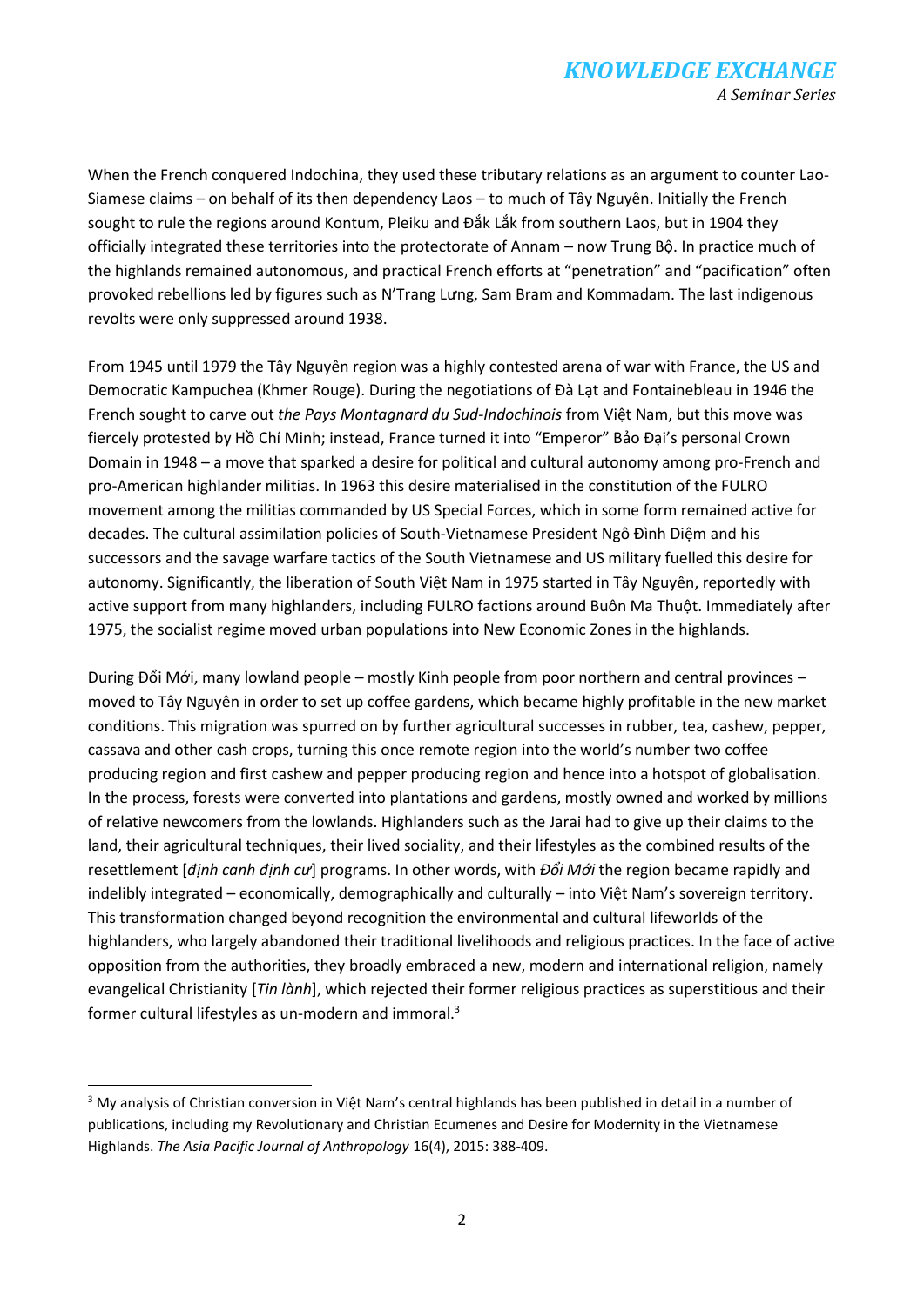When the French conquered Indochina, they used these tributary relations as an argument to counter Lao-Siamese claims – on behalf of its then dependency Laos – to much of Tây Nguyên. Initially the French sought to rule the regions around Kontum, Pleiku and Đắk Lắk from southern Laos, but in 1904 they officially integrated these territories into the protectorate of Annam – now Trung Bộ. In practice much of the highlands remained autonomous, and practical French efforts at "penetration" and "pacification" often provoked rebellions led by figures such as N'Trang Lưng, Sam Bram and Kommadam. The last indigenous revolts were only suppressed around 1938.

From 1945 until 1979 the Tây Nguyên region was a highly contested arena of war with France, the US and Democratic Kampuchea (Khmer Rouge). During the negotiations of Đà Lạt and Fontainebleau in 1946 the French sought to carve out *the Pays Montagnard du Sud-Indochinois* from Việt Nam, but this move was fiercely protested by Hồ Chí Minh; instead, France turned it into "Emperor" Bảo Đại's personal Crown Domain in 1948 – a move that sparked a desire for political and cultural autonomy among pro-French and pro-American highlander militias. In 1963 this desire materialised in the constitution of the FULRO movement among the militias commanded by US Special Forces, which in some form remained active for decades. The cultural assimilation policies of South-Vietnamese President Ngô Đình Diệm and his successors and the savage warfare tactics of the South Vietnamese and US military fuelled this desire for autonomy. Significantly, the liberation of South Việt Nam in 1975 started in Tây Nguyên, reportedly with active support from many highlanders, including FULRO factions around Buôn Ma Thuột. Immediately after 1975, the socialist regime moved urban populations into New Economic Zones in the highlands.

During Đổi Mới, many lowland people – mostly Kinh people from poor northern and central provinces – moved to Tây Nguyên in order to set up coffee gardens, which became highly profitable in the new market conditions. This migration was spurred on by further agricultural successes in rubber, tea, cashew, pepper, cassava and other cash crops, turning this once remote region into the world's number two coffee producing region and first cashew and pepper producing region and hence into a hotspot of globalisation. In the process, forests were converted into plantations and gardens, mostly owned and worked by millions of relative newcomers from the lowlands. Highlanders such as the Jarai had to give up their claims to the land, their agricultural techniques, their lived sociality, and their lifestyles as the combined results of the resettlement [*định canh định cư*] programs. In other words, with *Đổi Mới* the region became rapidly and indelibly integrated – economically, demographically and culturally – into Việt Nam's sovereign territory. This transformation changed beyond recognition the environmental and cultural lifeworlds of the highlanders, who largely abandoned their traditional livelihoods and religious practices. In the face of active opposition from the authorities, they broadly embraced a new, modern and international religion, namely evangelical Christianity [*Tin lành*], which rejected their former religious practices as superstitious and their former cultural lifestyles as un-modern and immoral.[3]

[3] My analysis of Christian conversion in Việt Nam's central highlands has been published in detail in a number of publications, including my Revolutionary and Christian Ecumenes and Desire for Modernity in the Vietnamese Highlands. *The Asia Pacific Journal of Anthropology* 16(4), 2015: 388-409.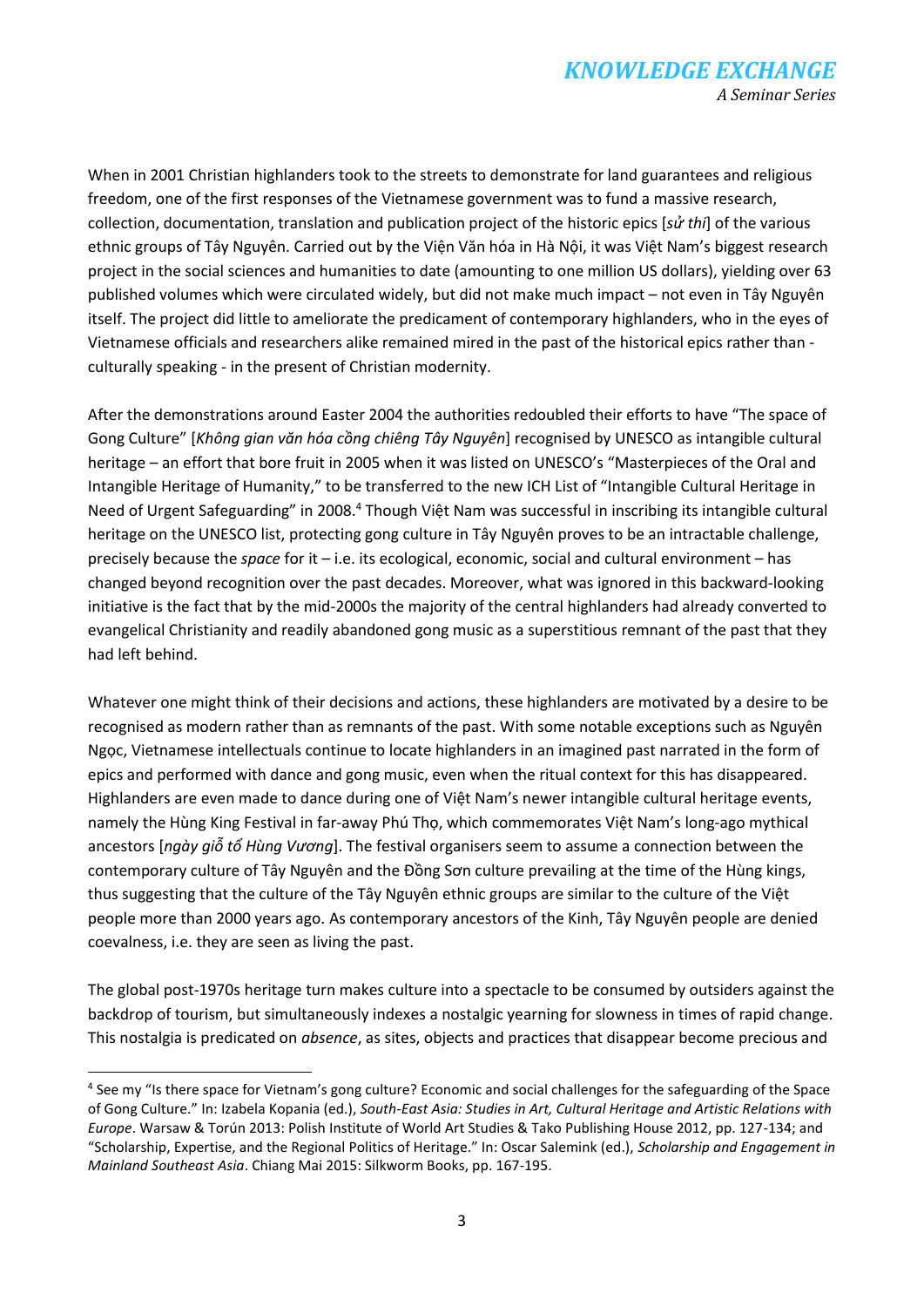When in 2001 Christian highlanders took to the streets to demonstrate for land guarantees and religious freedom, one of the first responses of the Vietnamese government was to fund a massive research, collection, documentation, translation and publication project of the historic epics [*sử thi*] of the various ethnic groups of Tây Nguyên. Carried out by the Viện Văn hóa in Hà Nội, it was Việt Nam's biggest research project in the social sciences and humanities to date (amounting to one million US dollars), yielding over 63 published volumes which were circulated widely, but did not make much impact – not even in Tây Nguyên itself. The project did little to ameliorate the predicament of contemporary highlanders, who in the eyes of Vietnamese officials and researchers alike remained mired in the past of the historical epics rather than - culturally speaking - in the present of Christian modernity.

After the demonstrations around Easter 2004 the authorities redoubled their efforts to have "The space of Gong Culture" [*Không gian văn hóa cồng chiêng Tây Nguyên*] recognised by UNESCO as intangible cultural heritage – an effort that bore fruit in 2005 when it was listed on UNESCO's "Masterpieces of the Oral and Intangible Heritage of Humanity," to be transferred to the new ICH List of "Intangible Cultural Heritage in Need of Urgent Safeguarding" in 2008.[4] Though Việt Nam was successful in inscribing its intangible cultural heritage on the UNESCO list, protecting gong culture in Tây Nguyên proves to be an intractable challenge, precisely because the *space* for it – i.e. its ecological, economic, social and cultural environment – has changed beyond recognition over the past decades. Moreover, what was ignored in this backward-looking initiative is the fact that by the mid-2000s the majority of the central highlanders had already converted to evangelical Christianity and readily abandoned gong music as a superstitious remnant of the past that they had left behind.

Whatever one might think of their decisions and actions, these highlanders are motivated by a desire to be recognised as modern rather than as remnants of the past. With some notable exceptions such as Nguyên Ngọc, Vietnamese intellectuals continue to locate highlanders in an imagined past narrated in the form of epics and performed with dance and gong music, even when the ritual context for this has disappeared. Highlanders are even made to dance during one of Việt Nam's newer intangible cultural heritage events, namely the Hùng King Festival in far-away Phú Thọ, which commemorates Việt Nam's long-ago mythical ancestors [*ngày giỗ tổ Hùng Vương*]. The festival organisers seem to assume a connection between the contemporary culture of Tây Nguyên and the Đồng Sơn culture prevailing at the time of the Hùng kings, thus suggesting that the culture of the Tây Nguyên ethnic groups are similar to the culture of the Việt people more than 2000 years ago. As contemporary ancestors of the Kinh, Tây Nguyên people are denied coevalness, i.e. they are seen as living the past.

The global post-1970s heritage turn makes culture into a spectacle to be consumed by outsiders against the backdrop of tourism, but simultaneously indexes a nostalgic yearning for slowness in times of rapid change. This nostalgia is predicated on *absence*, as sites, objects and practices that disappear become precious and

[4] See my "Is there space for Vietnam's gong culture? Economic and social challenges for the safeguarding of the Space of Gong Culture." In: Izabela Kopania (ed.), *South-East Asia: Studies in Art, Cultural Heritage and Artistic Relations with Europe*. Warsaw & Torún 2013: Polish Institute of World Art Studies & Tako Publishing House 2012, pp. 127-134; and "Scholarship, Expertise, and the Regional Politics of Heritage." In: Oscar Salemink (ed.), *Scholarship and Engagement in Mainland Southeast Asia*. Chiang Mai 2015: Silkworm Books, pp. 167-195.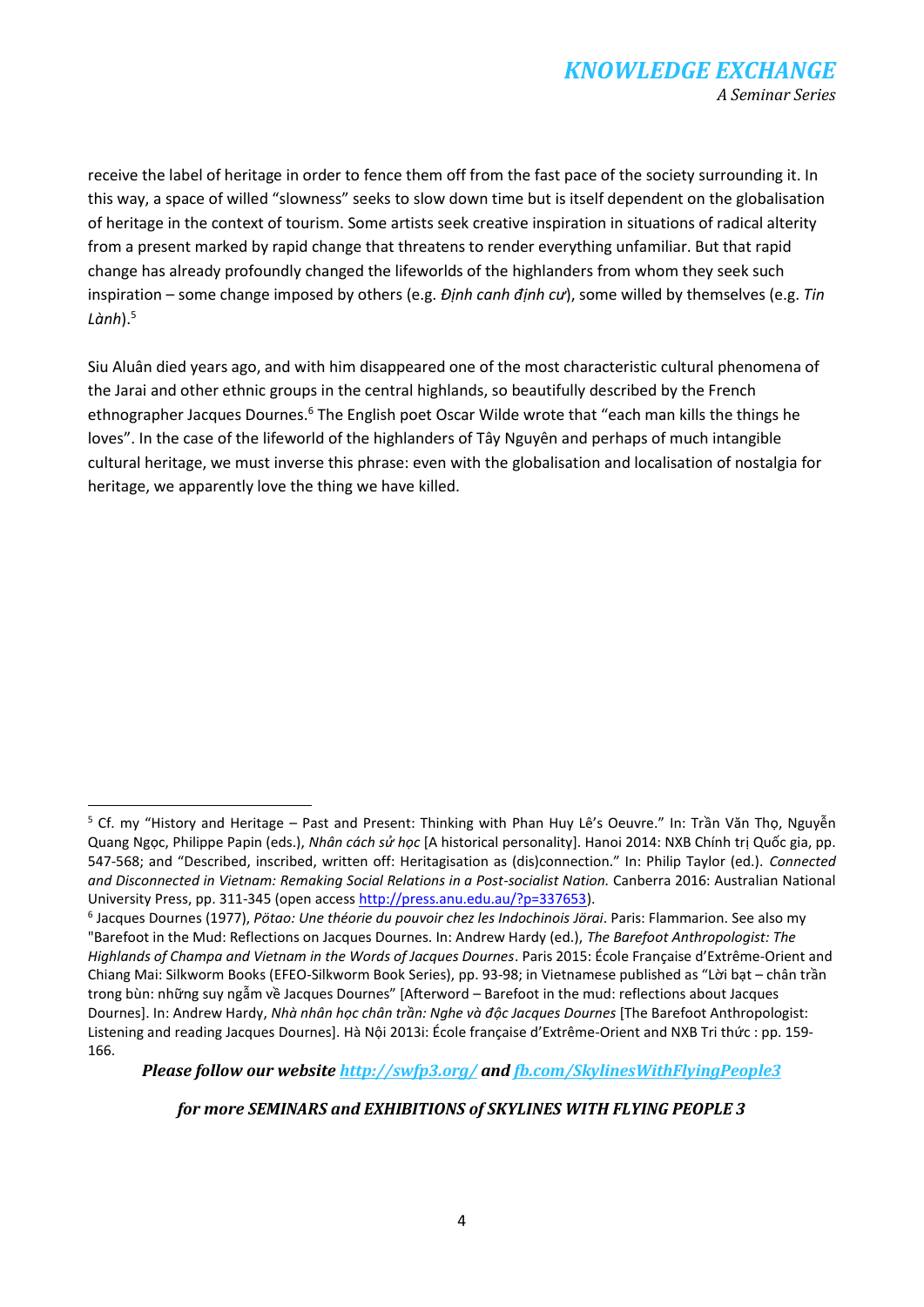receive the label of heritage in order to fence them off from the fast pace of the society surrounding it. In this way, a space of willed "slowness" seeks to slow down time but is itself dependent on the globalisation of heritage in the context of tourism. Some artists seek creative inspiration in situations of radical alterity from a present marked by rapid change that threatens to render everything unfamiliar. But that rapid change has already profoundly changed the lifeworlds of the highlanders from whom they seek such inspiration – some change imposed by others (e.g. *Định canh định cư*), some willed by themselves (e.g. *Tin Lành*).[5]

Siu Aluân died years ago, and with him disappeared one of the most characteristic cultural phenomena of the Jarai and other ethnic groups in the central highlands, so beautifully described by the French ethnographer Jacques Dournes.[6] The English poet Oscar Wilde wrote that "each man kills the things he loves". In the case of the lifeworld of the highlanders of Tây Nguyên and perhaps of much intangible cultural heritage, we must inverse this phrase: even with the globalisation and localisation of nostalgia for heritage, we apparently love the thing we have killed.

---

[5] Cf. my "History and Heritage – Past and Present: Thinking with Phan Huy Lê's Oeuvre." In: Trần Văn Thọ, Nguyễn Quang Ngọc, Philippe Papin (eds.), *Nhân cách sử học* [A historical personality]. Hanoi 2014: NXB Chính trị Quốc gia, pp. 547-568; and "Described, inscribed, written off: Heritagisation as (dis)connection." In: Philip Taylor (ed.). *Connected and Disconnected in Vietnam: Remaking Social Relations in a Post-socialist Nation.* Canberra 2016: Australian National University Press, pp. 311-345 (open access http://press.anu.edu.au/?p=337653).

[6] Jacques Dournes (1977), *Pötao: Une théorie du pouvoir chez les Indochinois Jörai*. Paris: Flammarion. See also my "Barefoot in the Mud: Reflections on Jacques Dournes. In: Andrew Hardy (ed.), *The Barefoot Anthropologist: The Highlands of Champa and Vietnam in the Words of Jacques Dournes*. Paris 2015: École Française d'Extrême-Orient and Chiang Mai: Silkworm Books (EFEO-Silkworm Book Series), pp. 93-98; in Vietnamese published as "Lời bạt – chân trần trong bùn: những suy ngẫm về Jacques Dournes" [Afterword – Barefoot in the mud: reflections about Jacques Dournes]. In: Andrew Hardy, *Nhà nhân học chân trần: Nghe và độc Jacques Dournes* [The Barefoot Anthropologist: Listening and reading Jacques Dournes]. Hà Nội 2013i: École française d'Extrême-Orient and NXB Tri thức : pp. 159-166.

***Please follow our website http://swfp3.org/ and fb.com/SkylinesWithFlyingPeople3***

***for more SEMINARS and EXHIBITIONS of SKYLINES WITH FLYING PEOPLE 3***